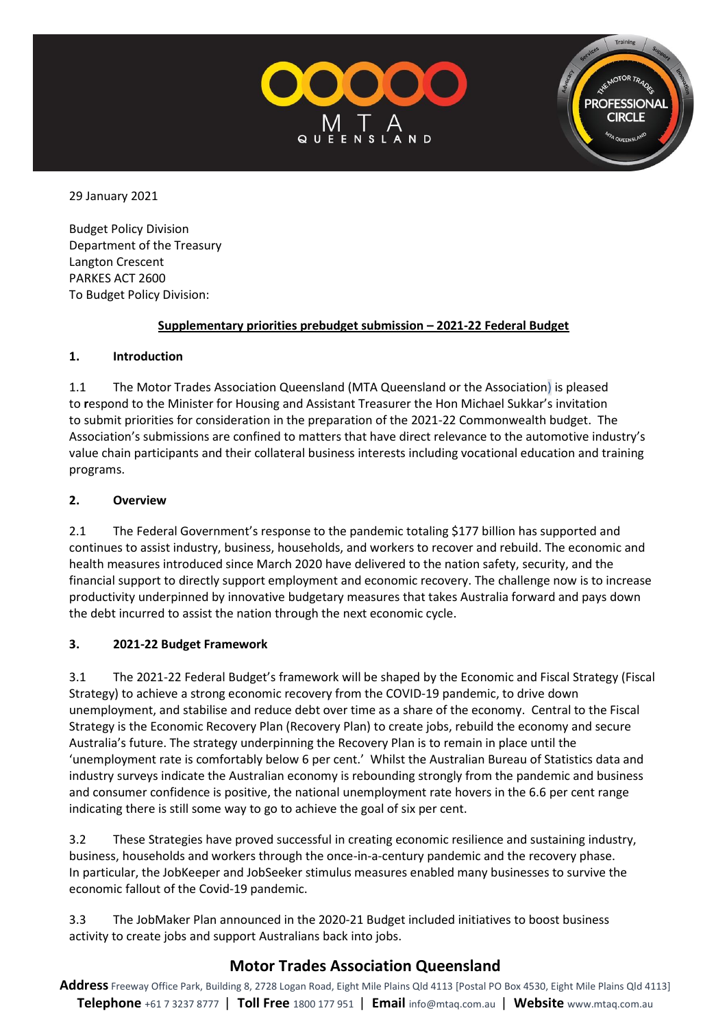29 January 2021

Budget Policy Division
Department of the Treasury
Langton Crescent
PARKES ACT 2600
To Budget Policy Division:

**Supplementary priorities prebudget submission – 2021-22 Federal Budget**

## 1. Introduction

1.1 The Motor Trades Association Queensland (MTA Queensland or the Association) is pleased to respond to the Minister for Housing and Assistant Treasurer the Hon Michael Sukkar's invitation to submit priorities for consideration in the preparation of the 2021-22 Commonwealth budget. The Association's submissions are confined to matters that have direct relevance to the automotive industry's value chain participants and their collateral business interests including vocational education and training programs.

## 2. Overview

2.1 The Federal Government's response to the pandemic totaling $177 billion has supported and continues to assist industry, business, households, and workers to recover and rebuild. The economic and health measures introduced since March 2020 have delivered to the nation safety, security, and the financial support to directly support employment and economic recovery. The challenge now is to increase productivity underpinned by innovative budgetary measures that takes Australia forward and pays down the debt incurred to assist the nation through the next economic cycle.

## 3. 2021-22 Budget Framework

3.1 The 2021-22 Federal Budget's framework will be shaped by the Economic and Fiscal Strategy (Fiscal Strategy) to achieve a strong economic recovery from the COVID-19 pandemic, to drive down unemployment, and stabilise and reduce debt over time as a share of the economy. Central to the Fiscal Strategy is the Economic Recovery Plan (Recovery Plan) to create jobs, rebuild the economy and secure Australia's future. The strategy underpinning the Recovery Plan is to remain in place until the 'unemployment rate is comfortably below 6 per cent.' Whilst the Australian Bureau of Statistics data and industry surveys indicate the Australian economy is rebounding strongly from the pandemic and business and consumer confidence is positive, the national unemployment rate hovers in the 6.6 per cent range indicating there is still some way to go to achieve the goal of six per cent.

3.2 These Strategies have proved successful in creating economic resilience and sustaining industry, business, households and workers through the once-in-a-century pandemic and the recovery phase. In particular, the JobKeeper and JobSeeker stimulus measures enabled many businesses to survive the economic fallout of the Covid-19 pandemic.

3.3 The JobMaker Plan announced in the 2020-21 Budget included initiatives to boost business activity to create jobs and support Australians back into jobs.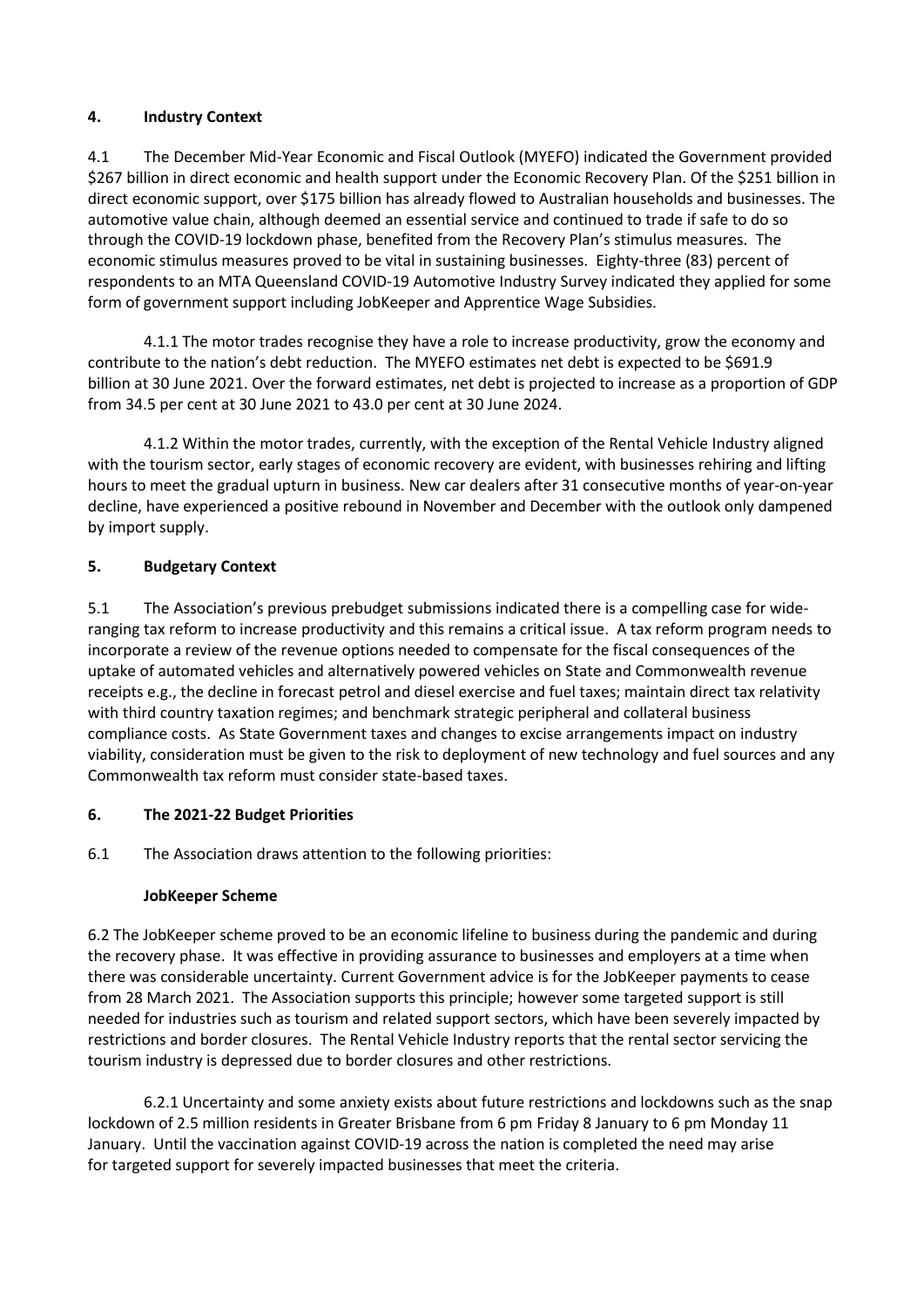## 4. Industry Context

4.1 The December Mid-Year Economic and Fiscal Outlook (MYEFO) indicated the Government provided $267 billion in direct economic and health support under the Economic Recovery Plan. Of the $251 billion in direct economic support, over $175 billion has already flowed to Australian households and businesses. The automotive value chain, although deemed an essential service and continued to trade if safe to do so through the COVID-19 lockdown phase, benefited from the Recovery Plan's stimulus measures. The economic stimulus measures proved to be vital in sustaining businesses. Eighty-three (83) percent of respondents to an MTA Queensland COVID-19 Automotive Industry Survey indicated they applied for some form of government support including JobKeeper and Apprentice Wage Subsidies.

4.1.1 The motor trades recognise they have a role to increase productivity, grow the economy and contribute to the nation's debt reduction. The MYEFO estimates net debt is expected to be $691.9 billion at 30 June 2021. Over the forward estimates, net debt is projected to increase as a proportion of GDP from 34.5 per cent at 30 June 2021 to 43.0 per cent at 30 June 2024.

4.1.2 Within the motor trades, currently, with the exception of the Rental Vehicle Industry aligned with the tourism sector, early stages of economic recovery are evident, with businesses rehiring and lifting hours to meet the gradual upturn in business. New car dealers after 31 consecutive months of year-on-year decline, have experienced a positive rebound in November and December with the outlook only dampened by import supply.

## 5. Budgetary Context

5.1 The Association's previous prebudget submissions indicated there is a compelling case for wide-ranging tax reform to increase productivity and this remains a critical issue. A tax reform program needs to incorporate a review of the revenue options needed to compensate for the fiscal consequences of the uptake of automated vehicles and alternatively powered vehicles on State and Commonwealth revenue receipts e.g., the decline in forecast petrol and diesel exercise and fuel taxes; maintain direct tax relativity with third country taxation regimes; and benchmark strategic peripheral and collateral business compliance costs. As State Government taxes and changes to excise arrangements impact on industry viability, consideration must be given to the risk to deployment of new technology and fuel sources and any Commonwealth tax reform must consider state-based taxes.

## 6. The 2021-22 Budget Priorities

6.1 The Association draws attention to the following priorities:

### JobKeeper Scheme

6.2 The JobKeeper scheme proved to be an economic lifeline to business during the pandemic and during the recovery phase. It was effective in providing assurance to businesses and employers at a time when there was considerable uncertainty. Current Government advice is for the JobKeeper payments to cease from 28 March 2021. The Association supports this principle; however some targeted support is still needed for industries such as tourism and related support sectors, which have been severely impacted by restrictions and border closures. The Rental Vehicle Industry reports that the rental sector servicing the tourism industry is depressed due to border closures and other restrictions.

6.2.1 Uncertainty and some anxiety exists about future restrictions and lockdowns such as the snap lockdown of 2.5 million residents in Greater Brisbane from 6 pm Friday 8 January to 6 pm Monday 11 January. Until the vaccination against COVID-19 across the nation is completed the need may arise for targeted support for severely impacted businesses that meet the criteria.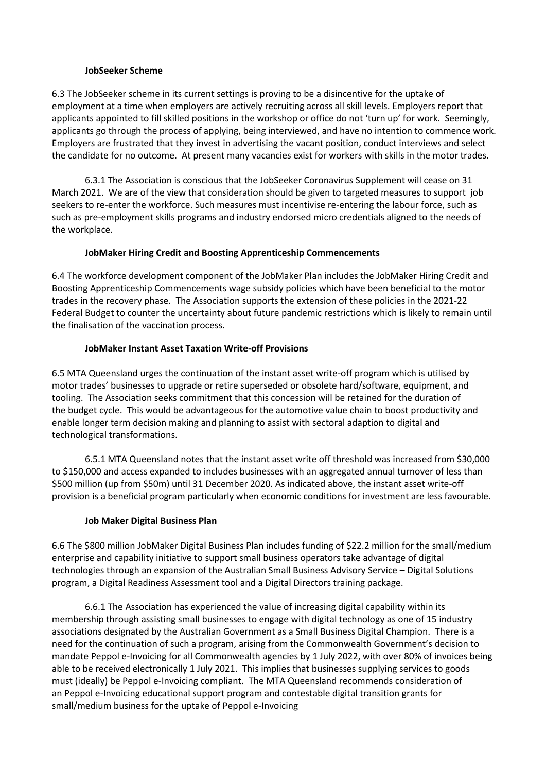**JobSeeker Scheme**

6.3 The JobSeeker scheme in its current settings is proving to be a disincentive for the uptake of employment at a time when employers are actively recruiting across all skill levels. Employers report that applicants appointed to fill skilled positions in the workshop or office do not 'turn up' for work. Seemingly, applicants go through the process of applying, being interviewed, and have no intention to commence work. Employers are frustrated that they invest in advertising the vacant position, conduct interviews and select the candidate for no outcome. At present many vacancies exist for workers with skills in the motor trades.

6.3.1 The Association is conscious that the JobSeeker Coronavirus Supplement will cease on 31 March 2021. We are of the view that consideration should be given to targeted measures to support job seekers to re-enter the workforce. Such measures must incentivise re-entering the labour force, such as such as pre-employment skills programs and industry endorsed micro credentials aligned to the needs of the workplace.

**JobMaker Hiring Credit and Boosting Apprenticeship Commencements**

6.4 The workforce development component of the JobMaker Plan includes the JobMaker Hiring Credit and Boosting Apprenticeship Commencements wage subsidy policies which have been beneficial to the motor trades in the recovery phase. The Association supports the extension of these policies in the 2021-22 Federal Budget to counter the uncertainty about future pandemic restrictions which is likely to remain until the finalisation of the vaccination process.

**JobMaker Instant Asset Taxation Write-off Provisions**

6.5 MTA Queensland urges the continuation of the instant asset write-off program which is utilised by motor trades' businesses to upgrade or retire superseded or obsolete hard/software, equipment, and tooling. The Association seeks commitment that this concession will be retained for the duration of the budget cycle. This would be advantageous for the automotive value chain to boost productivity and enable longer term decision making and planning to assist with sectoral adaption to digital and technological transformations.

6.5.1 MTA Queensland notes that the instant asset write off threshold was increased from $30,000 to $150,000 and access expanded to includes businesses with an aggregated annual turnover of less than $500 million (up from $50m) until 31 December 2020. As indicated above, the instant asset write-off provision is a beneficial program particularly when economic conditions for investment are less favourable.

**Job Maker Digital Business Plan**

6.6 The $800 million JobMaker Digital Business Plan includes funding of $22.2 million for the small/medium enterprise and capability initiative to support small business operators take advantage of digital technologies through an expansion of the Australian Small Business Advisory Service – Digital Solutions program, a Digital Readiness Assessment tool and a Digital Directors training package.

6.6.1 The Association has experienced the value of increasing digital capability within its membership through assisting small businesses to engage with digital technology as one of 15 industry associations designated by the Australian Government as a Small Business Digital Champion. There is a need for the continuation of such a program, arising from the Commonwealth Government's decision to mandate Peppol e-Invoicing for all Commonwealth agencies by 1 July 2022, with over 80% of invoices being able to be received electronically 1 July 2021. This implies that businesses supplying services to goods must (ideally) be Peppol e-Invoicing compliant. The MTA Queensland recommends consideration of an Peppol e-Invoicing educational support program and contestable digital transition grants for small/medium business for the uptake of Peppol e-Invoicing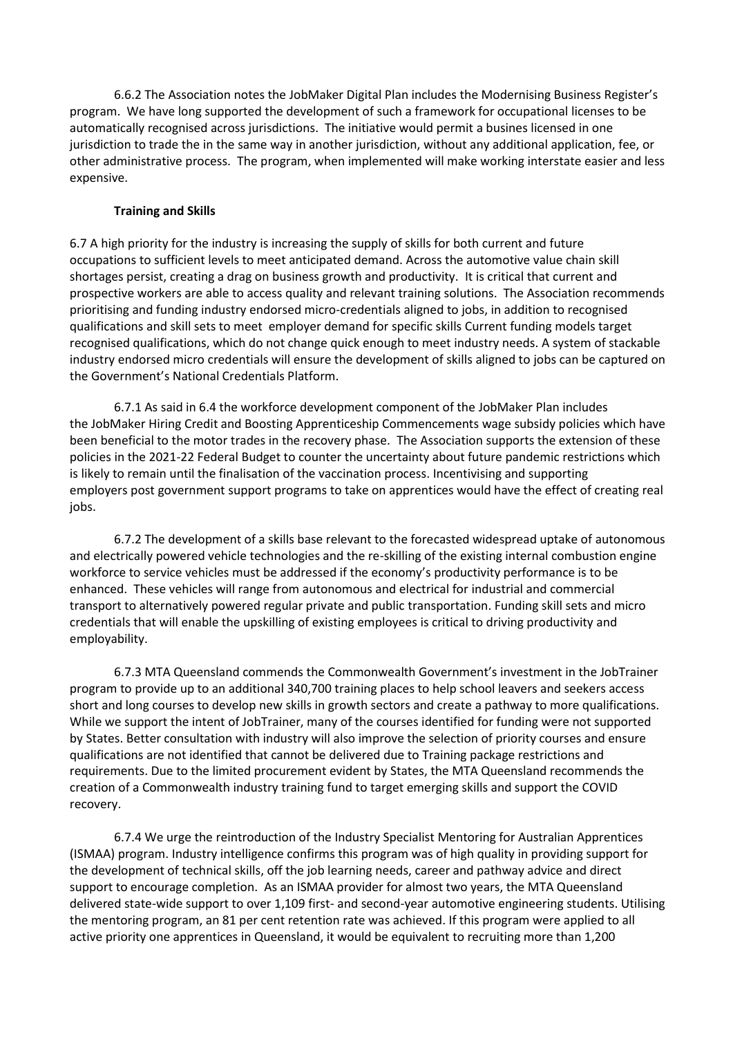6.6.2 The Association notes the JobMaker Digital Plan includes the Modernising Business Register's program. We have long supported the development of such a framework for occupational licenses to be automatically recognised across jurisdictions. The initiative would permit a busines licensed in one jurisdiction to trade the in the same way in another jurisdiction, without any additional application, fee, or other administrative process. The program, when implemented will make working interstate easier and less expensive.

**Training and Skills**

6.7 A high priority for the industry is increasing the supply of skills for both current and future occupations to sufficient levels to meet anticipated demand. Across the automotive value chain skill shortages persist, creating a drag on business growth and productivity. It is critical that current and prospective workers are able to access quality and relevant training solutions. The Association recommends prioritising and funding industry endorsed micro-credentials aligned to jobs, in addition to recognised qualifications and skill sets to meet employer demand for specific skills Current funding models target recognised qualifications, which do not change quick enough to meet industry needs. A system of stackable industry endorsed micro credentials will ensure the development of skills aligned to jobs can be captured on the Government's National Credentials Platform.

6.7.1 As said in 6.4 the workforce development component of the JobMaker Plan includes the JobMaker Hiring Credit and Boosting Apprenticeship Commencements wage subsidy policies which have been beneficial to the motor trades in the recovery phase. The Association supports the extension of these policies in the 2021-22 Federal Budget to counter the uncertainty about future pandemic restrictions which is likely to remain until the finalisation of the vaccination process. Incentivising and supporting employers post government support programs to take on apprentices would have the effect of creating real jobs.

6.7.2 The development of a skills base relevant to the forecasted widespread uptake of autonomous and electrically powered vehicle technologies and the re-skilling of the existing internal combustion engine workforce to service vehicles must be addressed if the economy's productivity performance is to be enhanced. These vehicles will range from autonomous and electrical for industrial and commercial transport to alternatively powered regular private and public transportation. Funding skill sets and micro credentials that will enable the upskilling of existing employees is critical to driving productivity and employability.

6.7.3 MTA Queensland commends the Commonwealth Government's investment in the JobTrainer program to provide up to an additional 340,700 training places to help school leavers and seekers access short and long courses to develop new skills in growth sectors and create a pathway to more qualifications. While we support the intent of JobTrainer, many of the courses identified for funding were not supported by States. Better consultation with industry will also improve the selection of priority courses and ensure qualifications are not identified that cannot be delivered due to Training package restrictions and requirements. Due to the limited procurement evident by States, the MTA Queensland recommends the creation of a Commonwealth industry training fund to target emerging skills and support the COVID recovery.

6.7.4 We urge the reintroduction of the Industry Specialist Mentoring for Australian Apprentices (ISMAA) program. Industry intelligence confirms this program was of high quality in providing support for the development of technical skills, off the job learning needs, career and pathway advice and direct support to encourage completion. As an ISMAA provider for almost two years, the MTA Queensland delivered state-wide support to over 1,109 first- and second-year automotive engineering students. Utilising the mentoring program, an 81 per cent retention rate was achieved. If this program were applied to all active priority one apprentices in Queensland, it would be equivalent to recruiting more than 1,200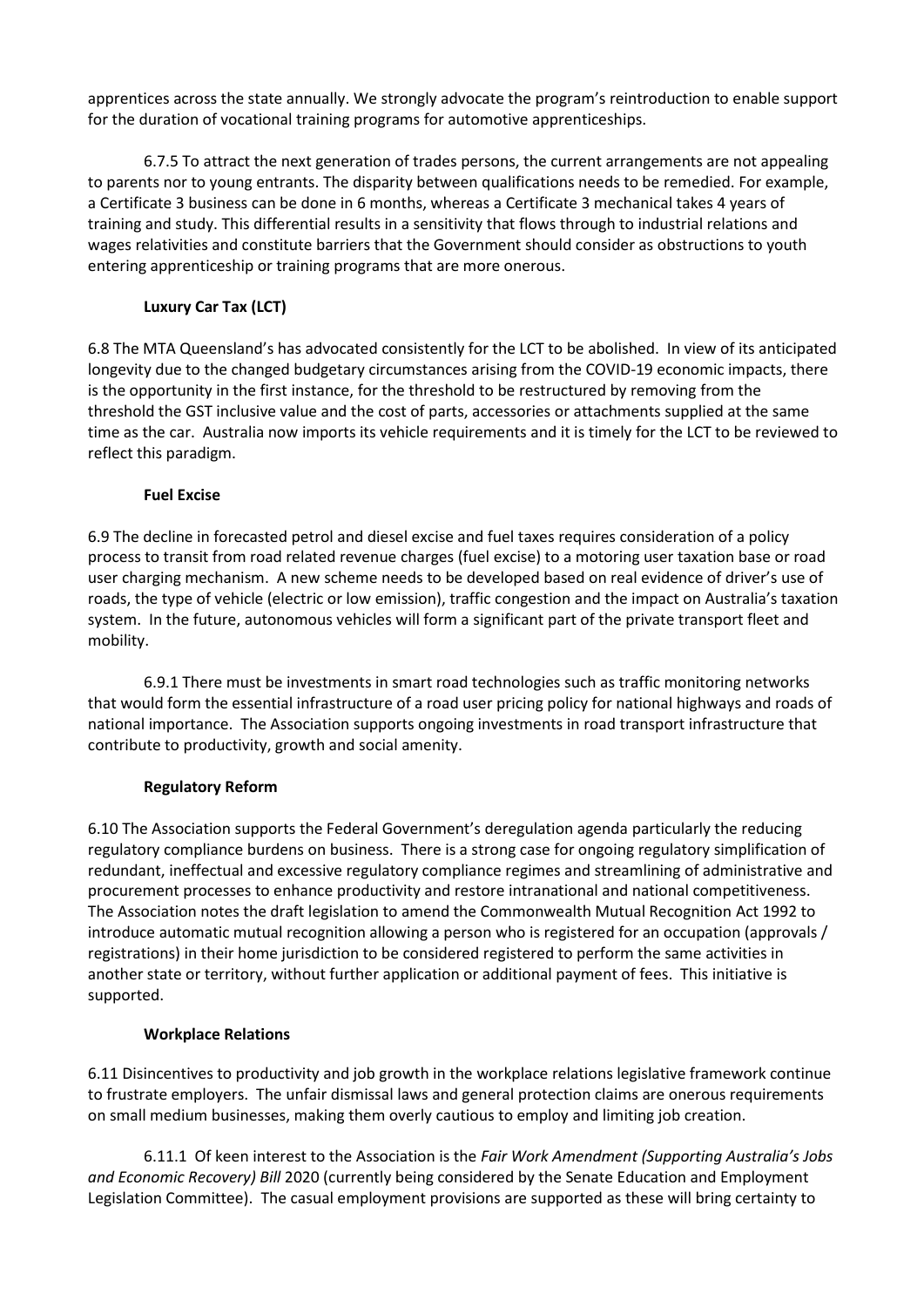apprentices across the state annually. We strongly advocate the program's reintroduction to enable support for the duration of vocational training programs for automotive apprenticeships.

6.7.5 To attract the next generation of trades persons, the current arrangements are not appealing to parents nor to young entrants. The disparity between qualifications needs to be remedied. For example, a Certificate 3 business can be done in 6 months, whereas a Certificate 3 mechanical takes 4 years of training and study. This differential results in a sensitivity that flows through to industrial relations and wages relativities and constitute barriers that the Government should consider as obstructions to youth entering apprenticeship or training programs that are more onerous.

**Luxury Car Tax (LCT)**

6.8 The MTA Queensland's has advocated consistently for the LCT to be abolished. In view of its anticipated longevity due to the changed budgetary circumstances arising from the COVID-19 economic impacts, there is the opportunity in the first instance, for the threshold to be restructured by removing from the threshold the GST inclusive value and the cost of parts, accessories or attachments supplied at the same time as the car. Australia now imports its vehicle requirements and it is timely for the LCT to be reviewed to reflect this paradigm.

**Fuel Excise**

6.9 The decline in forecasted petrol and diesel excise and fuel taxes requires consideration of a policy process to transit from road related revenue charges (fuel excise) to a motoring user taxation base or road user charging mechanism. A new scheme needs to be developed based on real evidence of driver's use of roads, the type of vehicle (electric or low emission), traffic congestion and the impact on Australia's taxation system. In the future, autonomous vehicles will form a significant part of the private transport fleet and mobility.

6.9.1 There must be investments in smart road technologies such as traffic monitoring networks that would form the essential infrastructure of a road user pricing policy for national highways and roads of national importance. The Association supports ongoing investments in road transport infrastructure that contribute to productivity, growth and social amenity.

**Regulatory Reform**

6.10 The Association supports the Federal Government's deregulation agenda particularly the reducing regulatory compliance burdens on business. There is a strong case for ongoing regulatory simplification of redundant, ineffectual and excessive regulatory compliance regimes and streamlining of administrative and procurement processes to enhance productivity and restore intranational and national competitiveness. The Association notes the draft legislation to amend the Commonwealth Mutual Recognition Act 1992 to introduce automatic mutual recognition allowing a person who is registered for an occupation (approvals / registrations) in their home jurisdiction to be considered registered to perform the same activities in another state or territory, without further application or additional payment of fees. This initiative is supported.

**Workplace Relations**

6.11 Disincentives to productivity and job growth in the workplace relations legislative framework continue to frustrate employers. The unfair dismissal laws and general protection claims are onerous requirements on small medium businesses, making them overly cautious to employ and limiting job creation.

6.11.1 Of keen interest to the Association is the *Fair Work Amendment (Supporting Australia's Jobs and Economic Recovery) Bill* 2020 (currently being considered by the Senate Education and Employment Legislation Committee). The casual employment provisions are supported as these will bring certainty to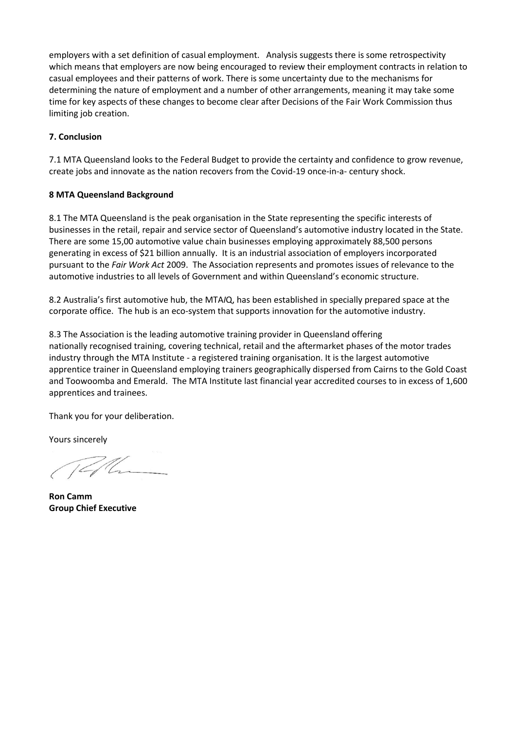employers with a set definition of casual employment. Analysis suggests there is some retrospectivity which means that employers are now being encouraged to review their employment contracts in relation to casual employees and their patterns of work. There is some uncertainty due to the mechanisms for determining the nature of employment and a number of other arrangements, meaning it may take some time for key aspects of these changes to become clear after Decisions of the Fair Work Commission thus limiting job creation.

**7. Conclusion**

7.1 MTA Queensland looks to the Federal Budget to provide the certainty and confidence to grow revenue, create jobs and innovate as the nation recovers from the Covid-19 once-in-a- century shock.

**8 MTA Queensland Background**

8.1 The MTA Queensland is the peak organisation in the State representing the specific interests of businesses in the retail, repair and service sector of Queensland's automotive industry located in the State. There are some 15,00 automotive value chain businesses employing approximately 88,500 persons generating in excess of $21 billion annually. It is an industrial association of employers incorporated pursuant to the *Fair Work Act* 2009. The Association represents and promotes issues of relevance to the automotive industries to all levels of Government and within Queensland's economic structure.

8.2 Australia's first automotive hub, the MTA*I*Q, has been established in specially prepared space at the corporate office. The hub is an eco-system that supports innovation for the automotive industry.

8.3 The Association is the leading automotive training provider in Queensland offering nationally recognised training, covering technical, retail and the aftermarket phases of the motor trades industry through the MTA Institute - a registered training organisation. It is the largest automotive apprentice trainer in Queensland employing trainers geographically dispersed from Cairns to the Gold Coast and Toowoomba and Emerald. The MTA Institute last financial year accredited courses to in excess of 1,600 apprentices and trainees.

Thank you for your deliberation.

Yours sincerely

**Ron Camm**
**Group Chief Executive**